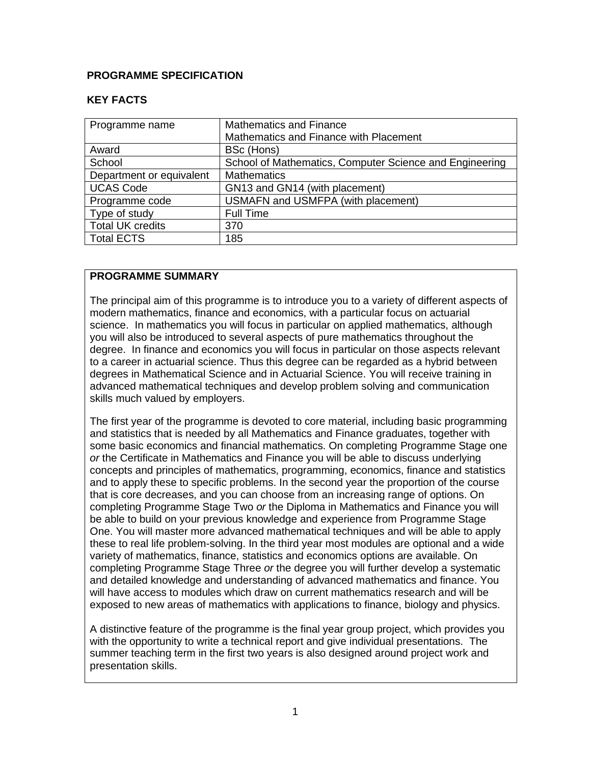**PROGRAMME SPECIFICATION**

**KEY FACTS**

| Programme name | Mathematics and Finance<br>Mathematics and Finance with Placement |
|---|---|
| Award | BSc (Hons) |
| School | School of Mathematics, Computer Science and Engineering |
| Department or equivalent | Mathematics |
| UCAS Code | GN13 and GN14 (with placement) |
| Programme code | USMAFN and USMFPA (with placement) |
| Type of study | Full Time |
| Total UK credits | 370 |
| Total ECTS | 185 |

**PROGRAMME SUMMARY**

The principal aim of this programme is to introduce you to a variety of different aspects of modern mathematics, finance and economics, with a particular focus on actuarial science. In mathematics you will focus in particular on applied mathematics, although you will also be introduced to several aspects of pure mathematics throughout the degree. In finance and economics you will focus in particular on those aspects relevant to a career in actuarial science. Thus this degree can be regarded as a hybrid between degrees in Mathematical Science and in Actuarial Science. You will receive training in advanced mathematical techniques and develop problem solving and communication skills much valued by employers.

The first year of the programme is devoted to core material, including basic programming and statistics that is needed by all Mathematics and Finance graduates, together with some basic economics and financial mathematics. On completing Programme Stage one *or* the Certificate in Mathematics and Finance you will be able to discuss underlying concepts and principles of mathematics, programming, economics, finance and statistics and to apply these to specific problems. In the second year the proportion of the course that is core decreases, and you can choose from an increasing range of options. On completing Programme Stage Two *or* the Diploma in Mathematics and Finance you will be able to build on your previous knowledge and experience from Programme Stage One. You will master more advanced mathematical techniques and will be able to apply these to real life problem-solving. In the third year most modules are optional and a wide variety of mathematics, finance, statistics and economics options are available. On completing Programme Stage Three *or* the degree you will further develop a systematic and detailed knowledge and understanding of advanced mathematics and finance. You will have access to modules which draw on current mathematics research and will be exposed to new areas of mathematics with applications to finance, biology and physics.

A distinctive feature of the programme is the final year group project, which provides you with the opportunity to write a technical report and give individual presentations. The summer teaching term in the first two years is also designed around project work and presentation skills.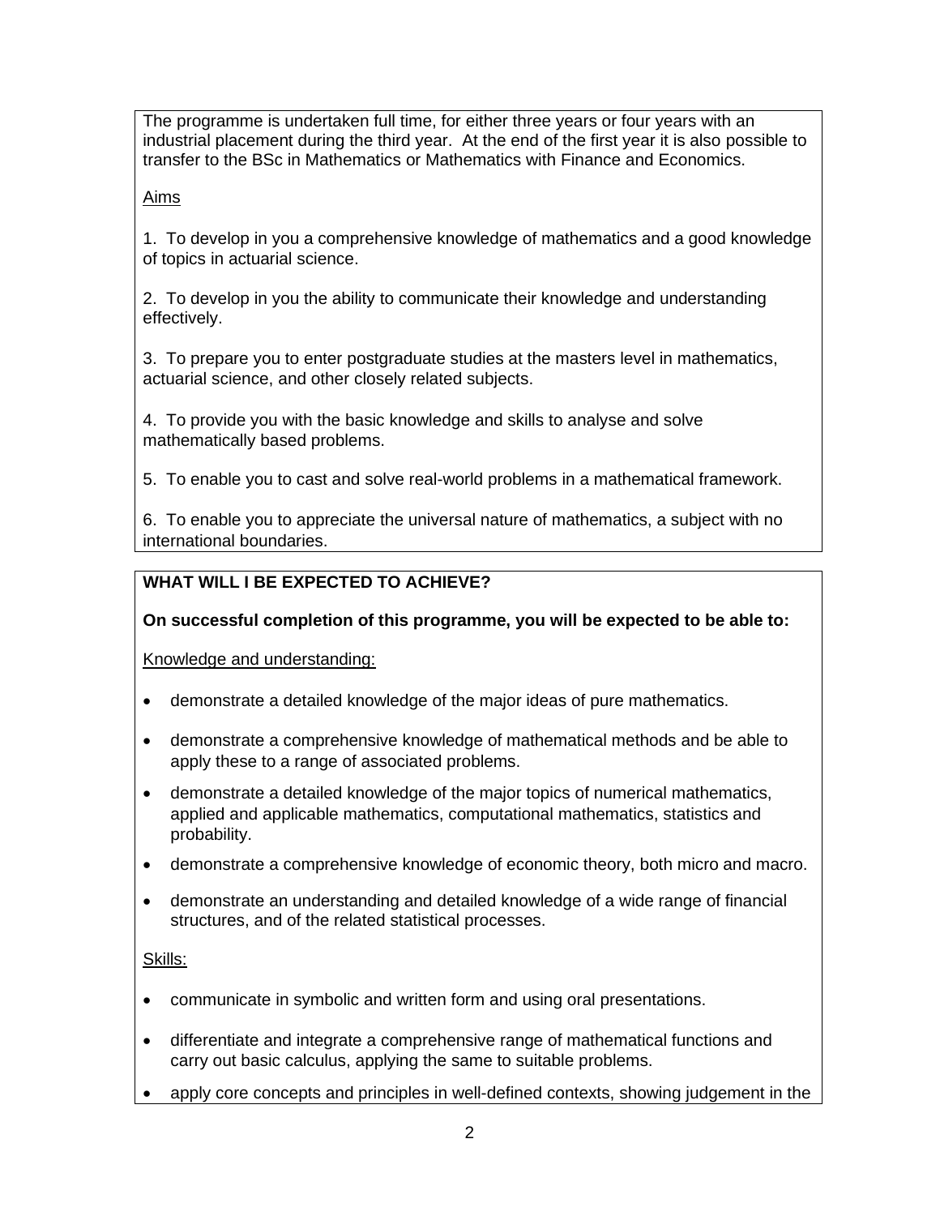The programme is undertaken full time, for either three years or four years with an industrial placement during the third year. At the end of the first year it is also possible to transfer to the BSc in Mathematics or Mathematics with Finance and Economics.

Aims

1. To develop in you a comprehensive knowledge of mathematics and a good knowledge of topics in actuarial science.

2. To develop in you the ability to communicate their knowledge and understanding effectively.

3. To prepare you to enter postgraduate studies at the masters level in mathematics, actuarial science, and other closely related subjects.

4. To provide you with the basic knowledge and skills to analyse and solve mathematically based problems.

5. To enable you to cast and solve real-world problems in a mathematical framework.

6. To enable you to appreciate the universal nature of mathematics, a subject with no international boundaries.

**WHAT WILL I BE EXPECTED TO ACHIEVE?**

**On successful completion of this programme, you will be expected to be able to:**

Knowledge and understanding:

- demonstrate a detailed knowledge of the major ideas of pure mathematics.
- demonstrate a comprehensive knowledge of mathematical methods and be able to apply these to a range of associated problems.
- demonstrate a detailed knowledge of the major topics of numerical mathematics, applied and applicable mathematics, computational mathematics, statistics and probability.
- demonstrate a comprehensive knowledge of economic theory, both micro and macro.
- demonstrate an understanding and detailed knowledge of a wide range of financial structures, and of the related statistical processes.

Skills:

- communicate in symbolic and written form and using oral presentations.
- differentiate and integrate a comprehensive range of mathematical functions and carry out basic calculus, applying the same to suitable problems.
- apply core concepts and principles in well-defined contexts, showing judgement in the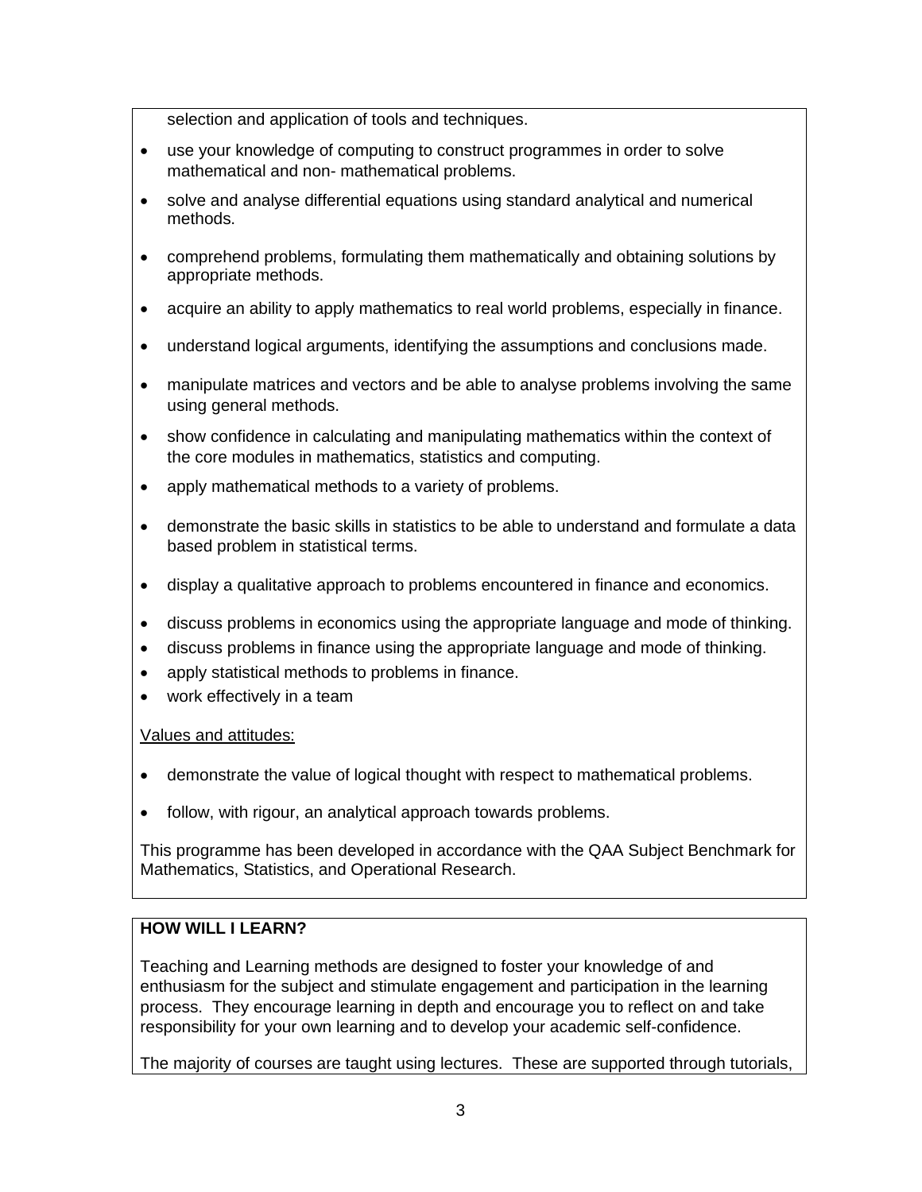selection and application of tools and techniques.

- use your knowledge of computing to construct programmes in order to solve mathematical and non- mathematical problems.
- solve and analyse differential equations using standard analytical and numerical methods.
- comprehend problems, formulating them mathematically and obtaining solutions by appropriate methods.
- acquire an ability to apply mathematics to real world problems, especially in finance.
- understand logical arguments, identifying the assumptions and conclusions made.
- manipulate matrices and vectors and be able to analyse problems involving the same using general methods.
- show confidence in calculating and manipulating mathematics within the context of the core modules in mathematics, statistics and computing.
- apply mathematical methods to a variety of problems.
- demonstrate the basic skills in statistics to be able to understand and formulate a data based problem in statistical terms.
- display a qualitative approach to problems encountered in finance and economics.
- discuss problems in economics using the appropriate language and mode of thinking.
- discuss problems in finance using the appropriate language and mode of thinking.
- apply statistical methods to problems in finance.
- work effectively in a team

Values and attitudes:

- demonstrate the value of logical thought with respect to mathematical problems.
- follow, with rigour, an analytical approach towards problems.

This programme has been developed in accordance with the QAA Subject Benchmark for Mathematics, Statistics, and Operational Research.

**HOW WILL I LEARN?**

Teaching and Learning methods are designed to foster your knowledge of and enthusiasm for the subject and stimulate engagement and participation in the learning process. They encourage learning in depth and encourage you to reflect on and take responsibility for your own learning and to develop your academic self-confidence.

The majority of courses are taught using lectures. These are supported through tutorials,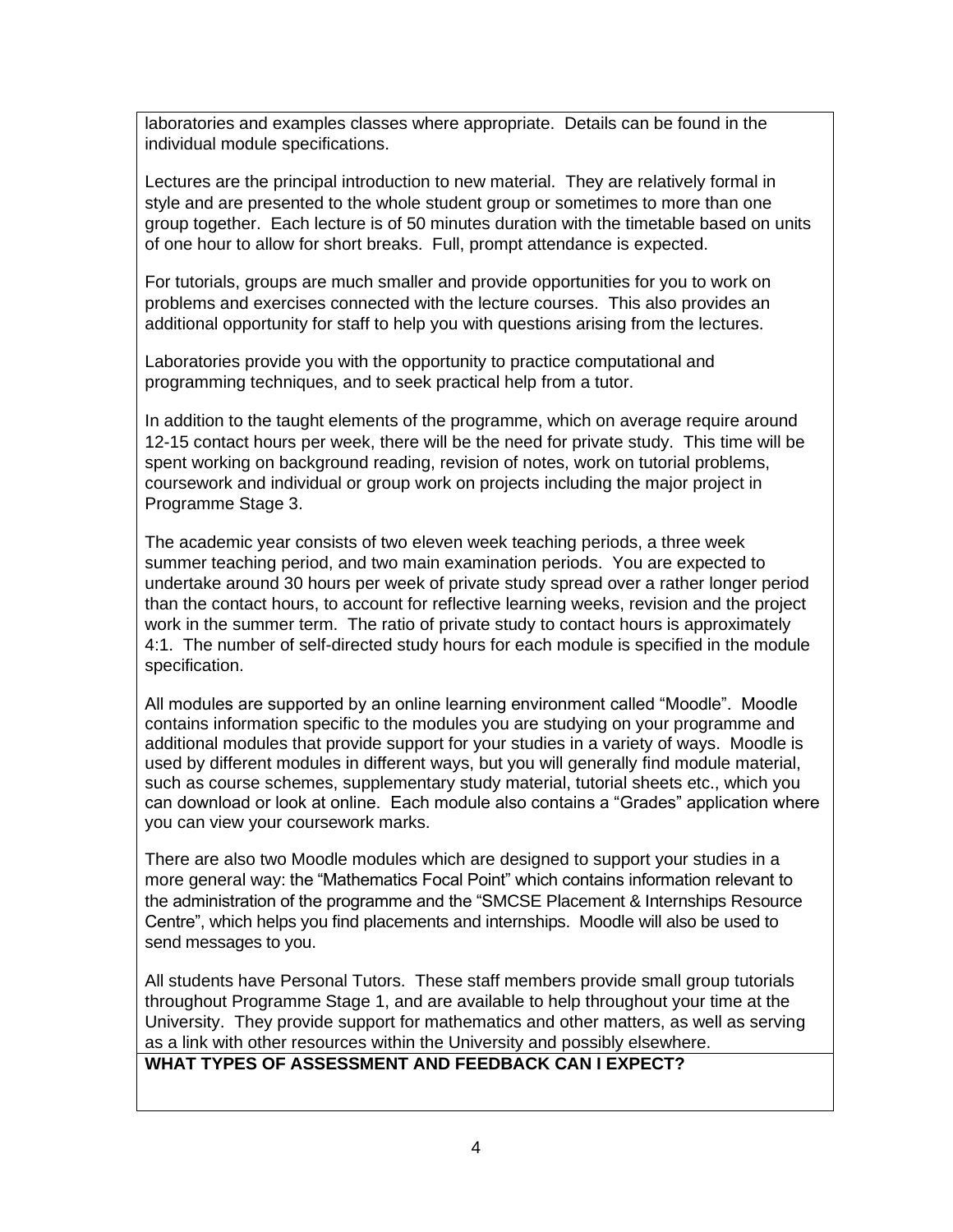laboratories and examples classes where appropriate. Details can be found in the individual module specifications.

Lectures are the principal introduction to new material. They are relatively formal in style and are presented to the whole student group or sometimes to more than one group together. Each lecture is of 50 minutes duration with the timetable based on units of one hour to allow for short breaks. Full, prompt attendance is expected.

For tutorials, groups are much smaller and provide opportunities for you to work on problems and exercises connected with the lecture courses. This also provides an additional opportunity for staff to help you with questions arising from the lectures.

Laboratories provide you with the opportunity to practice computational and programming techniques, and to seek practical help from a tutor.

In addition to the taught elements of the programme, which on average require around 12-15 contact hours per week, there will be the need for private study. This time will be spent working on background reading, revision of notes, work on tutorial problems, coursework and individual or group work on projects including the major project in Programme Stage 3.

The academic year consists of two eleven week teaching periods, a three week summer teaching period, and two main examination periods. You are expected to undertake around 30 hours per week of private study spread over a rather longer period than the contact hours, to account for reflective learning weeks, revision and the project work in the summer term. The ratio of private study to contact hours is approximately 4:1. The number of self-directed study hours for each module is specified in the module specification.

All modules are supported by an online learning environment called "Moodle". Moodle contains information specific to the modules you are studying on your programme and additional modules that provide support for your studies in a variety of ways. Moodle is used by different modules in different ways, but you will generally find module material, such as course schemes, supplementary study material, tutorial sheets etc., which you can download or look at online. Each module also contains a "Grades" application where you can view your coursework marks.

There are also two Moodle modules which are designed to support your studies in a more general way: the "Mathematics Focal Point" which contains information relevant to the administration of the programme and the "SMCSE Placement & Internships Resource Centre", which helps you find placements and internships. Moodle will also be used to send messages to you.

All students have Personal Tutors. These staff members provide small group tutorials throughout Programme Stage 1, and are available to help throughout your time at the University. They provide support for mathematics and other matters, as well as serving as a link with other resources within the University and possibly elsewhere.

**WHAT TYPES OF ASSESSMENT AND FEEDBACK CAN I EXPECT?**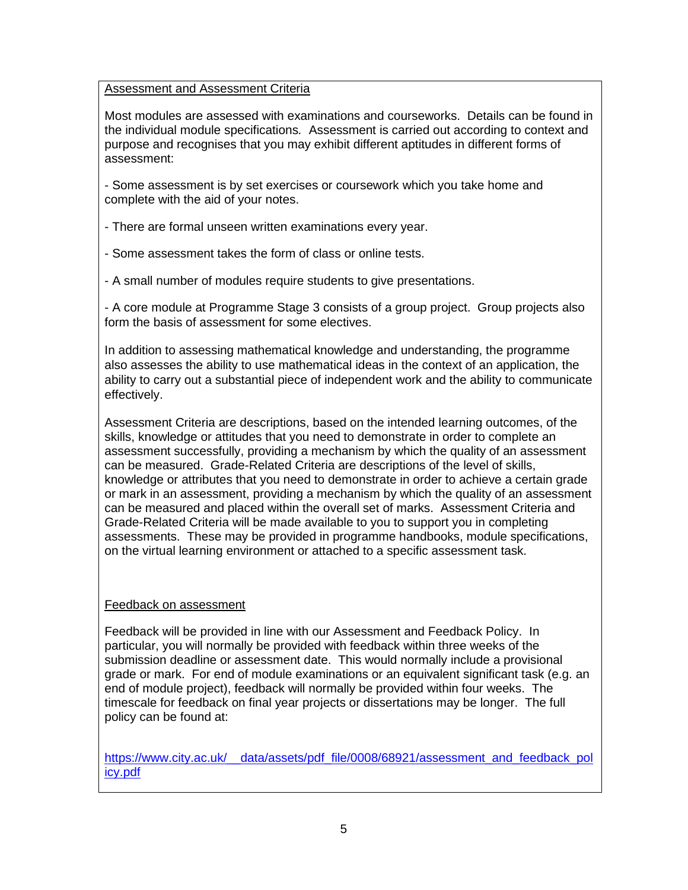## Assessment and Assessment Criteria

Most modules are assessed with examinations and courseworks. Details can be found in the individual module specifications. Assessment is carried out according to context and purpose and recognises that you may exhibit different aptitudes in different forms of assessment:

- Some assessment is by set exercises or coursework which you take home and complete with the aid of your notes.

- There are formal unseen written examinations every year.

- Some assessment takes the form of class or online tests.

- A small number of modules require students to give presentations.

- A core module at Programme Stage 3 consists of a group project. Group projects also form the basis of assessment for some electives.

In addition to assessing mathematical knowledge and understanding, the programme also assesses the ability to use mathematical ideas in the context of an application, the ability to carry out a substantial piece of independent work and the ability to communicate effectively.

Assessment Criteria are descriptions, based on the intended learning outcomes, of the skills, knowledge or attitudes that you need to demonstrate in order to complete an assessment successfully, providing a mechanism by which the quality of an assessment can be measured. Grade-Related Criteria are descriptions of the level of skills, knowledge or attributes that you need to demonstrate in order to achieve a certain grade or mark in an assessment, providing a mechanism by which the quality of an assessment can be measured and placed within the overall set of marks. Assessment Criteria and Grade-Related Criteria will be made available to you to support you in completing assessments. These may be provided in programme handbooks, module specifications, on the virtual learning environment or attached to a specific assessment task.

## Feedback on assessment

Feedback will be provided in line with our Assessment and Feedback Policy. In particular, you will normally be provided with feedback within three weeks of the submission deadline or assessment date. This would normally include a provisional grade or mark. For end of module examinations or an equivalent significant task (e.g. an end of module project), feedback will normally be provided within four weeks. The timescale for feedback on final year projects or dissertations may be longer. The full policy can be found at:

https://www.city.ac.uk/__data/assets/pdf_file/0008/68921/assessment_and_feedback_policy.pdf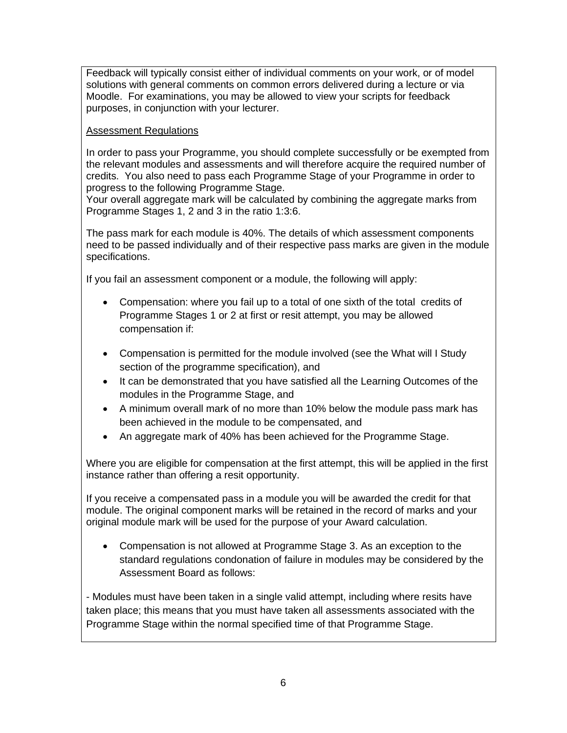Feedback will typically consist either of individual comments on your work, or of model solutions with general comments on common errors delivered during a lecture or via Moodle. For examinations, you may be allowed to view your scripts for feedback purposes, in conjunction with your lecturer.

Assessment Regulations

In order to pass your Programme, you should complete successfully or be exempted from the relevant modules and assessments and will therefore acquire the required number of credits. You also need to pass each Programme Stage of your Programme in order to progress to the following Programme Stage.
Your overall aggregate mark will be calculated by combining the aggregate marks from Programme Stages 1, 2 and 3 in the ratio 1:3:6.

The pass mark for each module is 40%. The details of which assessment components need to be passed individually and of their respective pass marks are given in the module specifications.

If you fail an assessment component or a module, the following will apply:

- Compensation: where you fail up to a total of one sixth of the total credits of Programme Stages 1 or 2 at first or resit attempt, you may be allowed compensation if:

- Compensation is permitted for the module involved (see the What will I Study section of the programme specification), and
- It can be demonstrated that you have satisfied all the Learning Outcomes of the modules in the Programme Stage, and
- A minimum overall mark of no more than 10% below the module pass mark has been achieved in the module to be compensated, and
- An aggregate mark of 40% has been achieved for the Programme Stage.

Where you are eligible for compensation at the first attempt, this will be applied in the first instance rather than offering a resit opportunity.

If you receive a compensated pass in a module you will be awarded the credit for that module. The original component marks will be retained in the record of marks and your original module mark will be used for the purpose of your Award calculation.

- Compensation is not allowed at Programme Stage 3. As an exception to the standard regulations condonation of failure in modules may be considered by the Assessment Board as follows:

- Modules must have been taken in a single valid attempt, including where resits have taken place; this means that you must have taken all assessments associated with the Programme Stage within the normal specified time of that Programme Stage.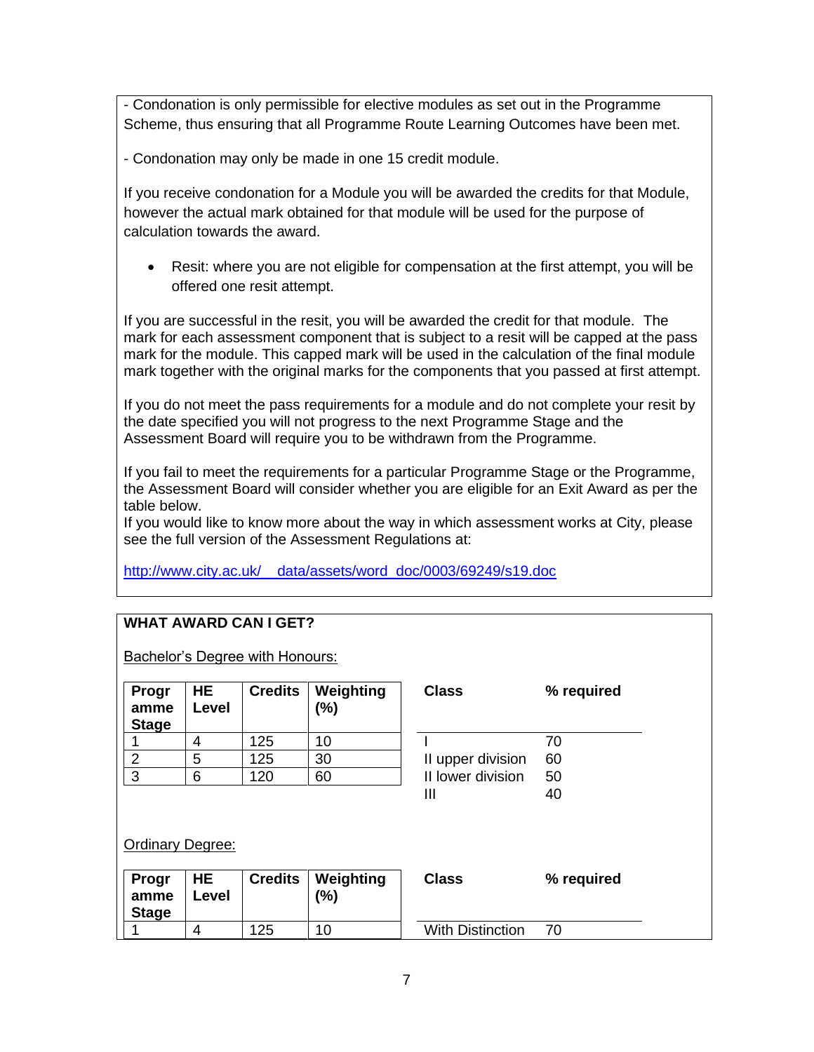- Condonation is only permissible for elective modules as set out in the Programme Scheme, thus ensuring that all Programme Route Learning Outcomes have been met.

- Condonation may only be made in one 15 credit module.

If you receive condonation for a Module you will be awarded the credits for that Module, however the actual mark obtained for that module will be used for the purpose of calculation towards the award.

- Resit: where you are not eligible for compensation at the first attempt, you will be offered one resit attempt.

If you are successful in the resit, you will be awarded the credit for that module. The mark for each assessment component that is subject to a resit will be capped at the pass mark for the module. This capped mark will be used in the calculation of the final module mark together with the original marks for the components that you passed at first attempt.

If you do not meet the pass requirements for a module and do not complete your resit by the date specified you will not progress to the next Programme Stage and the Assessment Board will require you to be withdrawn from the Programme.

If you fail to meet the requirements for a particular Programme Stage or the Programme, the Assessment Board will consider whether you are eligible for an Exit Award as per the table below.
If you would like to know more about the way in which assessment works at City, please see the full version of the Assessment Regulations at:

http://www.city.ac.uk/__data/assets/word_doc/0003/69249/s19.doc

**WHAT AWARD CAN I GET?**

Bachelor's Degree with Honours:

| Programme Stage | HE Level | Credits | Weighting (%) |
|---|---|---|---|
| 1 | 4 | 125 | 10 |
| 2 | 5 | 125 | 30 |
| 3 | 6 | 120 | 60 |

| Class | % required |
|---|---|
| I | 70 |
| II upper division | 60 |
| II lower division | 50 |
| III | 40 |

Ordinary Degree:

| Programme Stage | HE Level | Credits | Weighting (%) |
|---|---|---|---|
| 1 | 4 | 125 | 10 |

| Class | % required |
|---|---|
| With Distinction | 70 |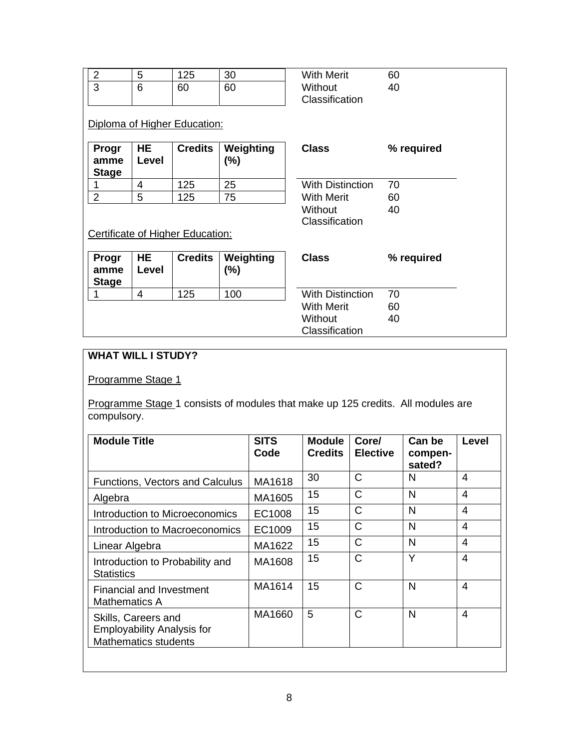| | | | | | |
|---|---|---|---|---|---|
| 2 | 5 | 125 | 30 | With Merit | 60 |
| 3 | 6 | 60 | 60 | Without Classification | 40 |

Diploma of Higher Education:

| Programme Stage | HE Level | Credits | Weighting (%) | Class | % required |
|---|---|---|---|---|---|
| 1 | 4 | 125 | 25 | With Distinction | 70 |
| 2 | 5 | 125 | 75 | With Merit | 60 |
| | | | | Without Classification | 40 |

Certificate of Higher Education:

| Programme Stage | HE Level | Credits | Weighting (%) | Class | % required |
|---|---|---|---|---|---|
| 1 | 4 | 125 | 100 | With Distinction | 70 |
| | | | | With Merit | 60 |
| | | | | Without Classification | 40 |

**WHAT WILL I STUDY?**

Programme Stage 1

Programme Stage 1 consists of modules that make up 125 credits. All modules are compulsory.

| Module Title | SITS Code | Module Credits | Core/ Elective | Can be compen-sated? | Level |
|---|---|---|---|---|---|
| Functions, Vectors and Calculus | MA1618 | 30 | C | N | 4 |
| Algebra | MA1605 | 15 | C | N | 4 |
| Introduction to Microeconomics | EC1008 | 15 | C | N | 4 |
| Introduction to Macroeconomics | EC1009 | 15 | C | N | 4 |
| Linear Algebra | MA1622 | 15 | C | N | 4 |
| Introduction to Probability and Statistics | MA1608 | 15 | C | Y | 4 |
| Financial and Investment Mathematics A | MA1614 | 15 | C | N | 4 |
| Skills, Careers and Employability Analysis for Mathematics students | MA1660 | 5 | C | N | 4 |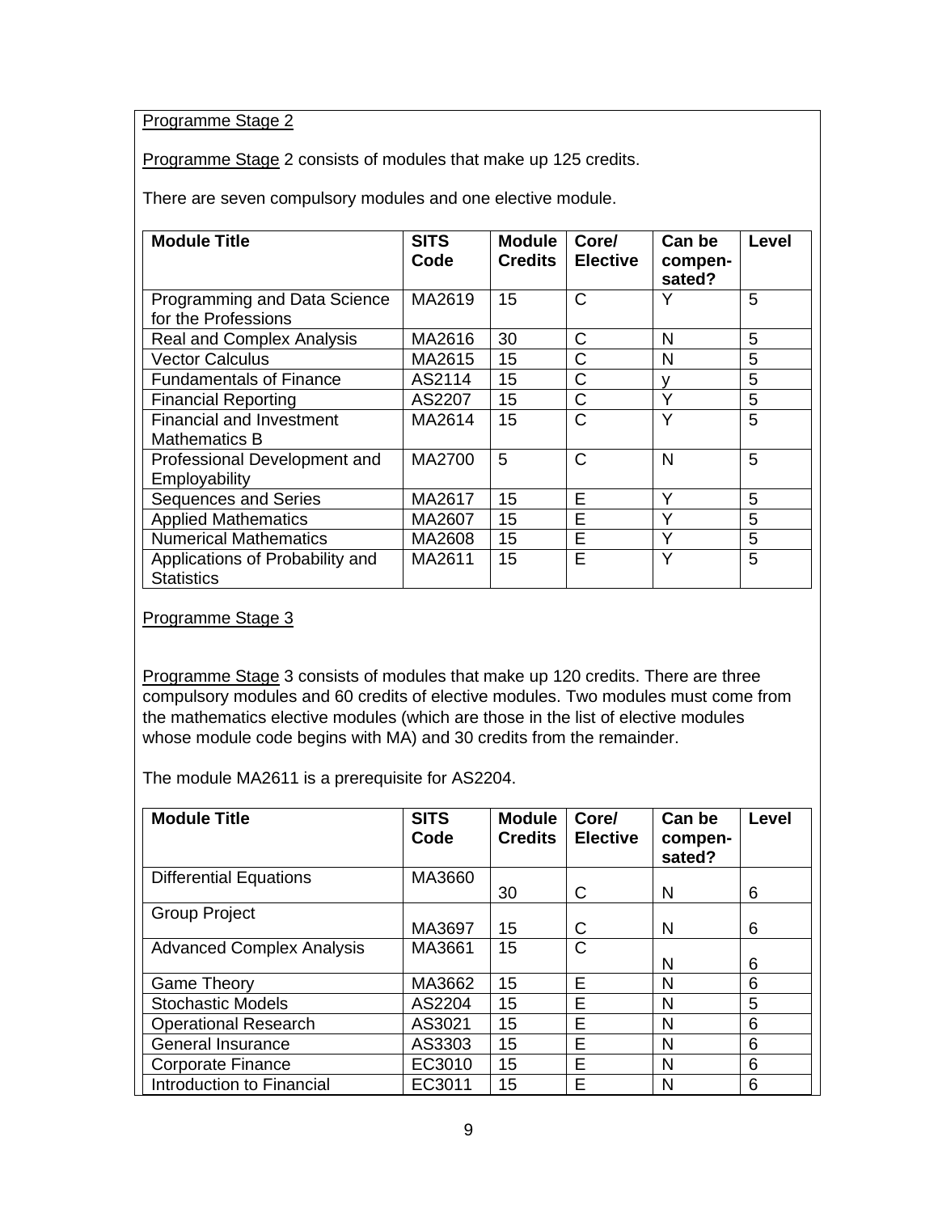Programme Stage 2

Programme Stage 2 consists of modules that make up 125 credits.

There are seven compulsory modules and one elective module.

| Module Title | SITS Code | Module Credits | Core/ Elective | Can be compen-sated? | Level |
|---|---|---|---|---|---|
| Programming and Data Science for the Professions | MA2619 | 15 | C | Y | 5 |
| Real and Complex Analysis | MA2616 | 30 | C | N | 5 |
| Vector Calculus | MA2615 | 15 | C | N | 5 |
| Fundamentals of Finance | AS2114 | 15 | C | y | 5 |
| Financial Reporting | AS2207 | 15 | C | Y | 5 |
| Financial and Investment Mathematics B | MA2614 | 15 | C | Y | 5 |
| Professional Development and Employability | MA2700 | 5 | C | N | 5 |
| Sequences and Series | MA2617 | 15 | E | Y | 5 |
| Applied Mathematics | MA2607 | 15 | E | Y | 5 |
| Numerical Mathematics | MA2608 | 15 | E | Y | 5 |
| Applications of Probability and Statistics | MA2611 | 15 | E | Y | 5 |

Programme Stage 3

Programme Stage 3 consists of modules that make up 120 credits. There are three compulsory modules and 60 credits of elective modules. Two modules must come from the mathematics elective modules (which are those in the list of elective modules whose module code begins with MA) and 30 credits from the remainder.

The module MA2611 is a prerequisite for AS2204.

| Module Title | SITS Code | Module Credits | Core/ Elective | Can be compen-sated? | Level |
|---|---|---|---|---|---|
| Differential Equations | MA3660 | 30 | C | N | 6 |
| Group Project | MA3697 | 15 | C | N | 6 |
| Advanced Complex Analysis | MA3661 | 15 | C | N | 6 |
| Game Theory | MA3662 | 15 | E | N | 6 |
| Stochastic Models | AS2204 | 15 | E | N | 5 |
| Operational Research | AS3021 | 15 | E | N | 6 |
| General Insurance | AS3303 | 15 | E | N | 6 |
| Corporate Finance | EC3010 | 15 | E | N | 6 |
| Introduction to Financial | EC3011 | 15 | E | N | 6 |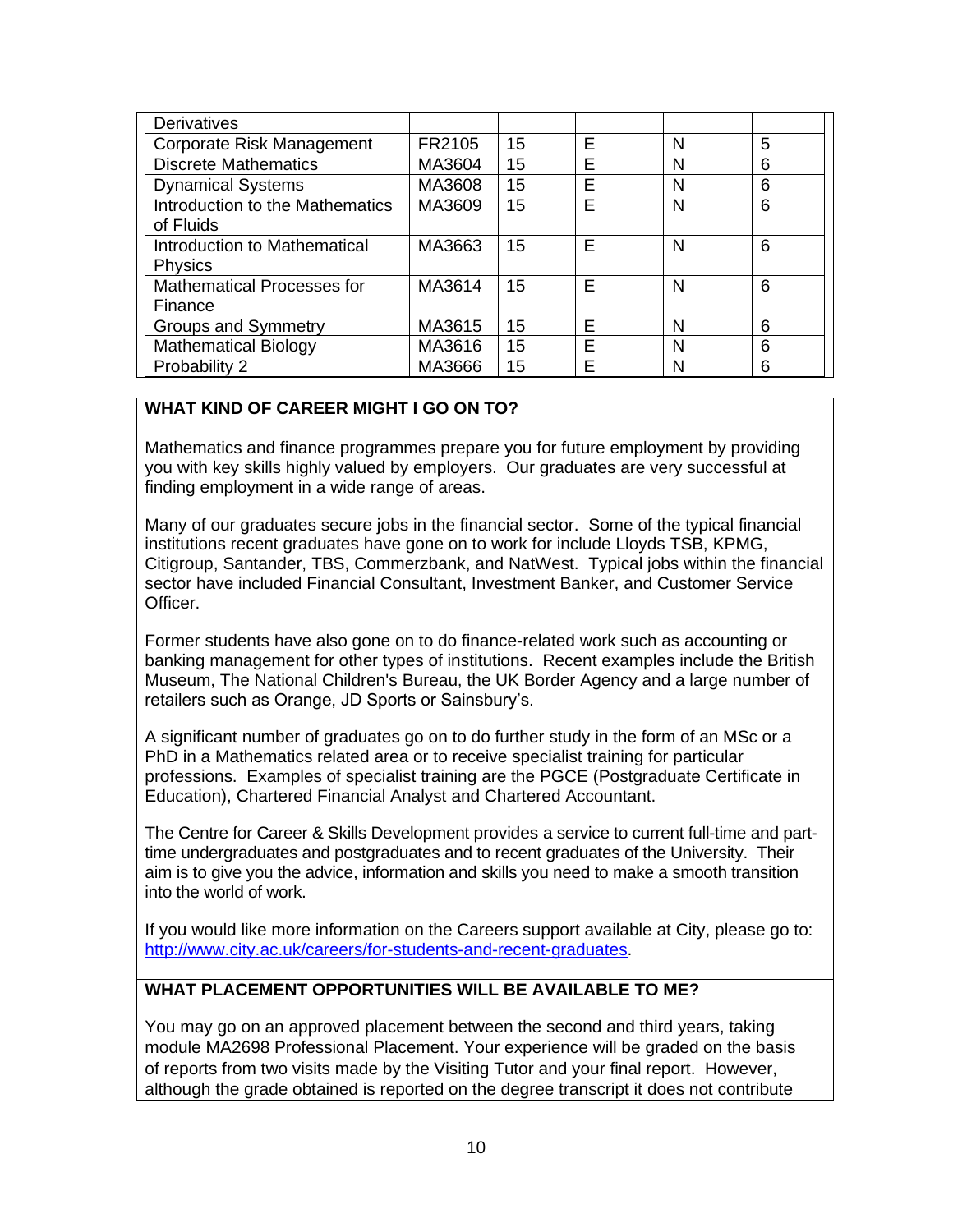| | | | | | |
|---|---|---|---|---|---|
| Derivatives | | | | | |
| Corporate Risk Management | FR2105 | 15 | E | N | 5 |
| Discrete Mathematics | MA3604 | 15 | E | N | 6 |
| Dynamical Systems | MA3608 | 15 | E | N | 6 |
| Introduction to the Mathematics of Fluids | MA3609 | 15 | E | N | 6 |
| Introduction to Mathematical Physics | MA3663 | 15 | E | N | 6 |
| Mathematical Processes for Finance | MA3614 | 15 | E | N | 6 |
| Groups and Symmetry | MA3615 | 15 | E | N | 6 |
| Mathematical Biology | MA3616 | 15 | E | N | 6 |
| Probability 2 | MA3666 | 15 | E | N | 6 |

**WHAT KIND OF CAREER MIGHT I GO ON TO?**

Mathematics and finance programmes prepare you for future employment by providing you with key skills highly valued by employers. Our graduates are very successful at finding employment in a wide range of areas.

Many of our graduates secure jobs in the financial sector. Some of the typical financial institutions recent graduates have gone on to work for include Lloyds TSB, KPMG, Citigroup, Santander, TBS, Commerzbank, and NatWest. Typical jobs within the financial sector have included Financial Consultant, Investment Banker, and Customer Service Officer.

Former students have also gone on to do finance-related work such as accounting or banking management for other types of institutions. Recent examples include the British Museum, The National Children's Bureau, the UK Border Agency and a large number of retailers such as Orange, JD Sports or Sainsbury's.

A significant number of graduates go on to do further study in the form of an MSc or a PhD in a Mathematics related area or to receive specialist training for particular professions. Examples of specialist training are the PGCE (Postgraduate Certificate in Education), Chartered Financial Analyst and Chartered Accountant.

The Centre for Career & Skills Development provides a service to current full-time and part-time undergraduates and postgraduates and to recent graduates of the University. Their aim is to give you the advice, information and skills you need to make a smooth transition into the world of work.

If you would like more information on the Careers support available at City, please go to: [http://www.city.ac.uk/careers/for-students-and-recent-graduates](http://www.city.ac.uk/careers/for-students-and-recent-graduates).

**WHAT PLACEMENT OPPORTUNITIES WILL BE AVAILABLE TO ME?**

You may go on an approved placement between the second and third years, taking module MA2698 Professional Placement. Your experience will be graded on the basis of reports from two visits made by the Visiting Tutor and your final report. However, although the grade obtained is reported on the degree transcript it does not contribute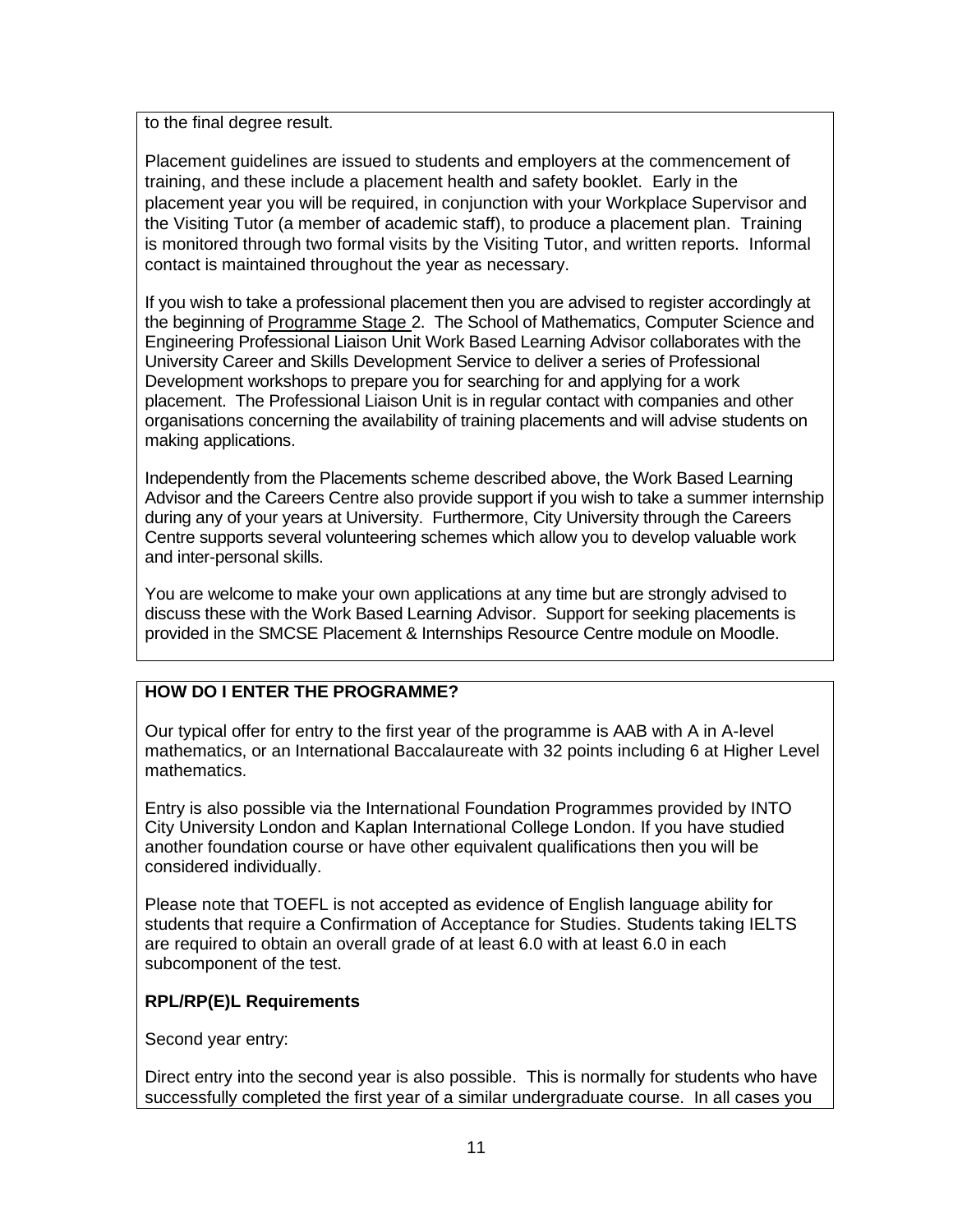to the final degree result.

Placement guidelines are issued to students and employers at the commencement of training, and these include a placement health and safety booklet. Early in the placement year you will be required, in conjunction with your Workplace Supervisor and the Visiting Tutor (a member of academic staff), to produce a placement plan. Training is monitored through two formal visits by the Visiting Tutor, and written reports. Informal contact is maintained throughout the year as necessary.

If you wish to take a professional placement then you are advised to register accordingly at the beginning of Programme Stage 2. The School of Mathematics, Computer Science and Engineering Professional Liaison Unit Work Based Learning Advisor collaborates with the University Career and Skills Development Service to deliver a series of Professional Development workshops to prepare you for searching for and applying for a work placement. The Professional Liaison Unit is in regular contact with companies and other organisations concerning the availability of training placements and will advise students on making applications.

Independently from the Placements scheme described above, the Work Based Learning Advisor and the Careers Centre also provide support if you wish to take a summer internship during any of your years at University. Furthermore, City University through the Careers Centre supports several volunteering schemes which allow you to develop valuable work and inter-personal skills.

You are welcome to make your own applications at any time but are strongly advised to discuss these with the Work Based Learning Advisor. Support for seeking placements is provided in the SMCSE Placement & Internships Resource Centre module on Moodle.

## HOW DO I ENTER THE PROGRAMME?

Our typical offer for entry to the first year of the programme is AAB with A in A-level mathematics, or an International Baccalaureate with 32 points including 6 at Higher Level mathematics.

Entry is also possible via the International Foundation Programmes provided by INTO City University London and Kaplan International College London. If you have studied another foundation course or have other equivalent qualifications then you will be considered individually.

Please note that TOEFL is not accepted as evidence of English language ability for students that require a Confirmation of Acceptance for Studies. Students taking IELTS are required to obtain an overall grade of at least 6.0 with at least 6.0 in each subcomponent of the test.

### RPL/RP(E)L Requirements

Second year entry:

Direct entry into the second year is also possible. This is normally for students who have successfully completed the first year of a similar undergraduate course. In all cases you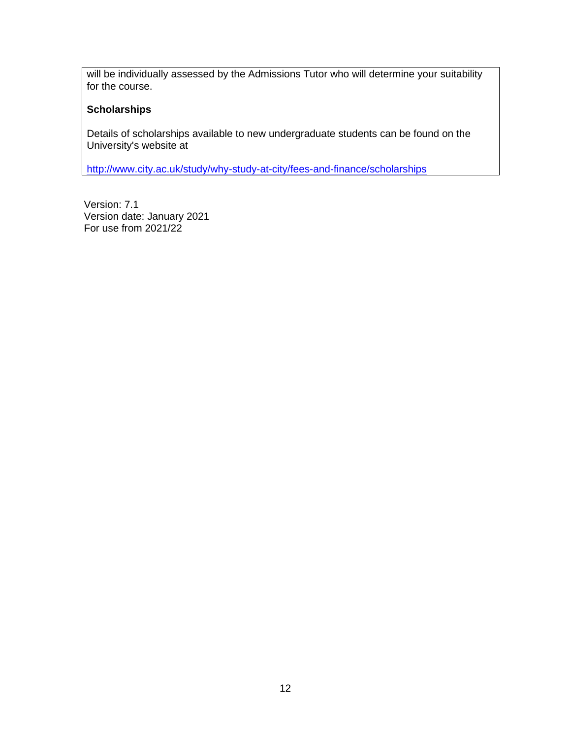will be individually assessed by the Admissions Tutor who will determine your suitability for the course.

**Scholarships**

Details of scholarships available to new undergraduate students can be found on the University's website at

http://www.city.ac.uk/study/why-study-at-city/fees-and-finance/scholarships

Version: 7.1
Version date: January 2021
For use from 2021/22